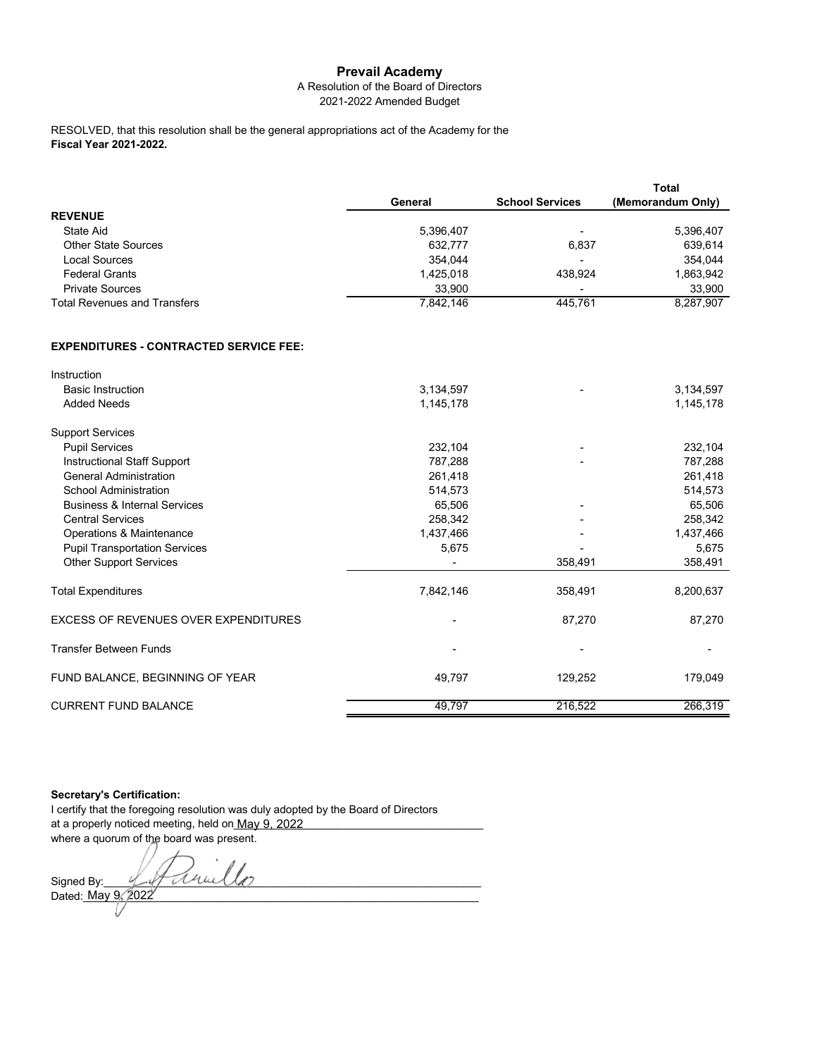# Prevail Academy

A Resolution of the Board of Directors

2021-2022 Amended Budget

RESOLVED, that this resolution shall be the general appropriations act of the Academy for the **Fiscal Year 2021-2022.**

| | General | School Services | Total (Memorandum Only) |
|---|---|---|---|
| **REVENUE** | | | |
| State Aid | 5,396,407 | - | 5,396,407 |
| Other State Sources | 632,777 | 6,837 | 639,614 |
| Local Sources | 354,044 | - | 354,044 |
| Federal Grants | 1,425,018 | 438,924 | 1,863,942 |
| Private Sources | 33,900 | - | 33,900 |
| Total Revenues and Transfers | 7,842,146 | 445,761 | 8,287,907 |
| | | | |
| **EXPENDITURES - CONTRACTED SERVICE FEE:** | | | |
| Instruction | | | |
| Basic Instruction | 3,134,597 | - | 3,134,597 |
| Added Needs | 1,145,178 | | 1,145,178 |
| Support Services | | | |
| Pupil Services | 232,104 | - | 232,104 |
| Instructional Staff Support | 787,288 | - | 787,288 |
| General Administration | 261,418 | | 261,418 |
| School Administration | 514,573 | | 514,573 |
| Business & Internal Services | 65,506 | - | 65,506 |
| Central Services | 258,342 | - | 258,342 |
| Operations & Maintenance | 1,437,466 | - | 1,437,466 |
| Pupil Transportation Services | 5,675 | - | 5,675 |
| Other Support Services | - | 358,491 | 358,491 |
| Total Expenditures | 7,842,146 | 358,491 | 8,200,637 |
| EXCESS OF REVENUES OVER EXPENDITURES | - | 87,270 | 87,270 |
| Transfer Between Funds | - | - | - |
| FUND BALANCE, BEGINNING OF YEAR | 49,797 | 129,252 | 179,049 |
| CURRENT FUND BALANCE | 49,797 | 216,522 | 266,319 |

**Secretary's Certification:**

I certify that the foregoing resolution was duly adopted by the Board of Directors at a properly noticed meeting, held on May 9, 2022 where a quorum of the board was present.

Signed By: [signature]

Dated: May 9, 2022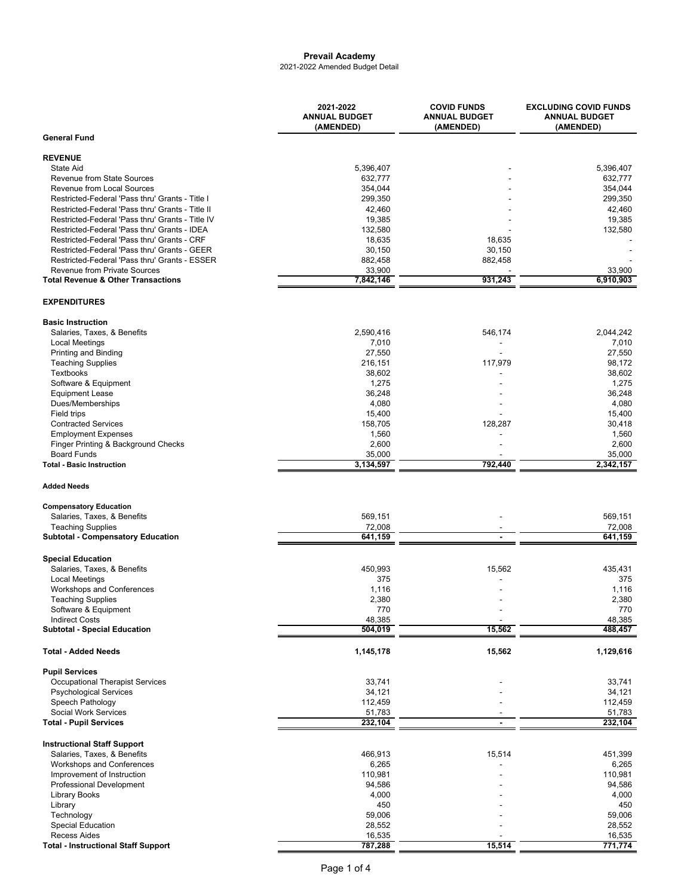**Prevail Academy**

2021-2022 Amended Budget Detail

| | 2021-2022 ANNUAL BUDGET (AMENDED) | COVID FUNDS ANNUAL BUDGET (AMENDED) | EXCLUDING COVID FUNDS ANNUAL BUDGET (AMENDED) |
|---|---|---|---|
| **General Fund** | | | |
| **REVENUE** | | | |
| State Aid | 5,396,407 | - | 5,396,407 |
| Revenue from State Sources | 632,777 | - | 632,777 |
| Revenue from Local Sources | 354,044 | - | 354,044 |
| Restricted-Federal 'Pass thru' Grants - Title I | 299,350 | - | 299,350 |
| Restricted-Federal 'Pass thru' Grants - Title II | 42,460 | - | 42,460 |
| Restricted-Federal 'Pass thru' Grants - Title IV | 19,385 | - | 19,385 |
| Restricted-Federal 'Pass thru' Grants - IDEA | 132,580 | - | 132,580 |
| Restricted-Federal 'Pass thru' Grants - CRF | 18,635 | 18,635 | - |
| Restricted-Federal 'Pass thru' Grants - GEER | 30,150 | 30,150 | - |
| Restricted-Federal 'Pass thru' Grants - ESSER | 882,458 | 882,458 | - |
| Revenue from Private Sources | 33,900 | - | 33,900 |
| **Total Revenue & Other Transactions** | **7,842,146** | **931,243** | **6,910,903** |
| **EXPENDITURES** | | | |
| **Basic Instruction** | | | |
| Salaries, Taxes, & Benefits | 2,590,416 | 546,174 | 2,044,242 |
| Local Meetings | 7,010 | - | 7,010 |
| Printing and Binding | 27,550 | - | 27,550 |
| Teaching Supplies | 216,151 | 117,979 | 98,172 |
| Textbooks | 38,602 | - | 38,602 |
| Software & Equipment | 1,275 | - | 1,275 |
| Equipment Lease | 36,248 | - | 36,248 |
| Dues/Memberships | 4,080 | - | 4,080 |
| Field trips | 15,400 | - | 15,400 |
| Contracted Services | 158,705 | 128,287 | 30,418 |
| Employment Expenses | 1,560 | - | 1,560 |
| Finger Printing & Background Checks | 2,600 | - | 2,600 |
| Board Funds | 35,000 | - | 35,000 |
| **Total - Basic Instruction** | **3,134,597** | **792,440** | **2,342,157** |
| **Added Needs** | | | |
| **Compensatory Education** | | | |
| Salaries, Taxes, & Benefits | 569,151 | - | 569,151 |
| Teaching Supplies | 72,008 | - | 72,008 |
| **Subtotal - Compensatory Education** | **641,159** | **-** | **641,159** |
| **Special Education** | | | |
| Salaries, Taxes, & Benefits | 450,993 | 15,562 | 435,431 |
| Local Meetings | 375 | - | 375 |
| Workshops and Conferences | 1,116 | - | 1,116 |
| Teaching Supplies | 2,380 | - | 2,380 |
| Software & Equipment | 770 | - | 770 |
| Indirect Costs | 48,385 | - | 48,385 |
| **Subtotal - Special Education** | **504,019** | **15,562** | **488,457** |
| **Total - Added Needs** | **1,145,178** | **15,562** | **1,129,616** |
| **Pupil Services** | | | |
| Occupational Therapist Services | 33,741 | - | 33,741 |
| Psychological Services | 34,121 | - | 34,121 |
| Speech Pathology | 112,459 | - | 112,459 |
| Social Work Services | 51,783 | - | 51,783 |
| **Total - Pupil Services** | **232,104** | **-** | **232,104** |
| **Instructional Staff Support** | | | |
| Salaries, Taxes, & Benefits | 466,913 | 15,514 | 451,399 |
| Workshops and Conferences | 6,265 | - | 6,265 |
| Improvement of Instruction | 110,981 | - | 110,981 |
| Professional Development | 94,586 | - | 94,586 |
| Library Books | 4,000 | - | 4,000 |
| Library | 450 | - | 450 |
| Technology | 59,006 | - | 59,006 |
| Special Education | 28,552 | - | 28,552 |
| Recess Aides | 16,535 | - | 16,535 |
| **Total - Instructional Staff Support** | **787,288** | **15,514** | **771,774** |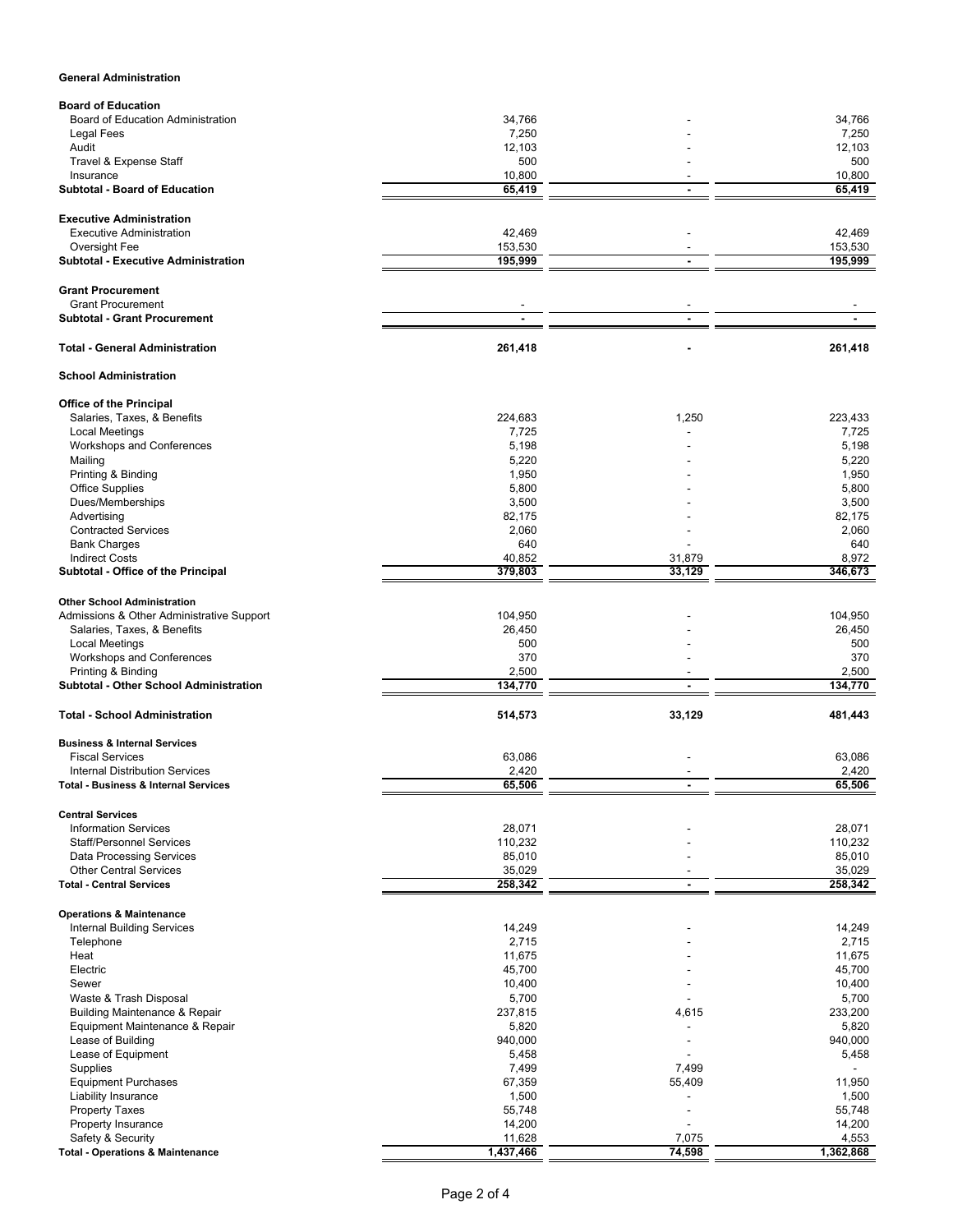**General Administration**

| | | | |
|---|---|---|---|
| **Board of Education** | | | |
| Board of Education Administration | 34,766 | - | 34,766 |
| Legal Fees | 7,250 | - | 7,250 |
| Audit | 12,103 | - | 12,103 |
| Travel & Expense Staff | 500 | - | 500 |
| Insurance | 10,800 | - | 10,800 |
| **Subtotal - Board of Education** | **65,419** | **-** | **65,419** |
| **Executive Administration** | | | |
| Executive Administration | 42,469 | - | 42,469 |
| Oversight Fee | 153,530 | - | 153,530 |
| **Subtotal - Executive Administration** | **195,999** | **-** | **195,999** |
| **Grant Procurement** | | | |
| Grant Procurement | - | - | - |
| **Subtotal - Grant Procurement** | **-** | **-** | **-** |
| **Total - General Administration** | **261,418** | **-** | **261,418** |

**School Administration**

| | | | |
|---|---|---|---|
| **Office of the Principal** | | | |
| Salaries, Taxes, & Benefits | 224,683 | 1,250 | 223,433 |
| Local Meetings | 7,725 | - | 7,725 |
| Workshops and Conferences | 5,198 | - | 5,198 |
| Mailing | 5,220 | - | 5,220 |
| Printing & Binding | 1,950 | - | 1,950 |
| Office Supplies | 5,800 | - | 5,800 |
| Dues/Memberships | 3,500 | - | 3,500 |
| Advertising | 82,175 | - | 82,175 |
| Contracted Services | 2,060 | - | 2,060 |
| Bank Charges | 640 | - | 640 |
| Indirect Costs | 40,852 | 31,879 | 8,972 |
| **Subtotal - Office of the Principal** | **379,803** | **33,129** | **346,673** |
| **Other School Administration** | | | |
| Admissions & Other Administrative Support | 104,950 | - | 104,950 |
| Salaries, Taxes, & Benefits | 26,450 | - | 26,450 |
| Local Meetings | 500 | - | 500 |
| Workshops and Conferences | 370 | - | 370 |
| Printing & Binding | 2,500 | - | 2,500 |
| **Subtotal - Other School Administration** | **134,770** | **-** | **134,770** |
| **Total - School Administration** | **514,573** | **33,129** | **481,443** |
| **Business & Internal Services** | | | |
| Fiscal Services | 63,086 | - | 63,086 |
| Internal Distribution Services | 2,420 | - | 2,420 |
| **Total - Business & Internal Services** | **65,506** | **-** | **65,506** |
| **Central Services** | | | |
| Information Services | 28,071 | - | 28,071 |
| Staff/Personnel Services | 110,232 | - | 110,232 |
| Data Processing Services | 85,010 | - | 85,010 |
| Other Central Services | 35,029 | - | 35,029 |
| **Total - Central Services** | **258,342** | **-** | **258,342** |
| **Operations & Maintenance** | | | |
| Internal Building Services | 14,249 | - | 14,249 |
| Telephone | 2,715 | - | 2,715 |
| Heat | 11,675 | - | 11,675 |
| Electric | 45,700 | - | 45,700 |
| Sewer | 10,400 | - | 10,400 |
| Waste & Trash Disposal | 5,700 | - | 5,700 |
| Building Maintenance & Repair | 237,815 | 4,615 | 233,200 |
| Equipment Maintenance & Repair | 5,820 | - | 5,820 |
| Lease of Building | 940,000 | - | 940,000 |
| Lease of Equipment | 5,458 | - | 5,458 |
| Supplies | 7,499 | 7,499 | - |
| Equipment Purchases | 67,359 | 55,409 | 11,950 |
| Liability Insurance | 1,500 | - | 1,500 |
| Property Taxes | 55,748 | - | 55,748 |
| Property Insurance | 14,200 | - | 14,200 |
| Safety & Security | 11,628 | 7,075 | 4,553 |
| **Total - Operations & Maintenance** | **1,437,466** | **74,598** | **1,362,868** |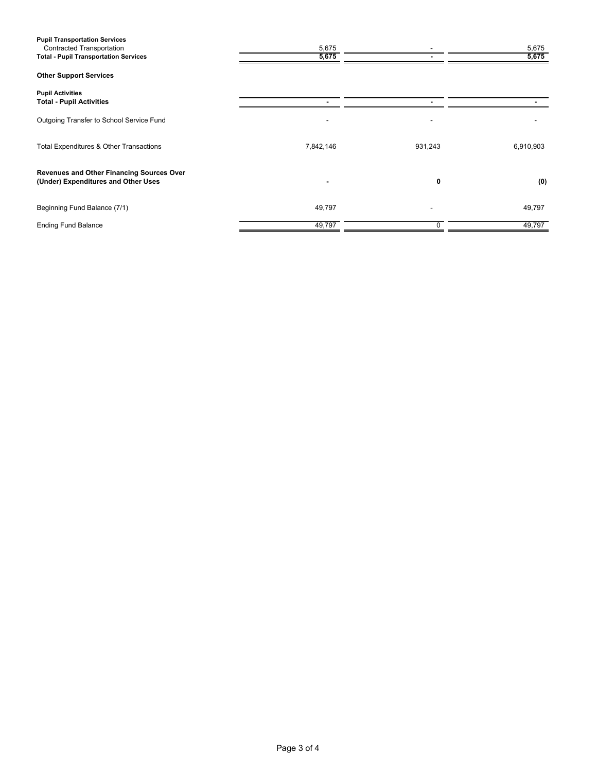| | | | |
|---|---|---|---|
| **Pupil Transportation Services** | | | |
| Contracted Transportation | 5,675 | - | 5,675 |
| **Total - Pupil Transportation Services** | **5,675** | **-** | **5,675** |
| **Other Support Services** | | | |
| **Pupil Activities** | | | |
| **Total - Pupil Activities** | **-** | **-** | **-** |
| Outgoing Transfer to School Service Fund | - | - | - |
| Total Expenditures & Other Transactions | 7,842,146 | 931,243 | 6,910,903 |
| **Revenues and Other Financing Sources Over (Under) Expenditures and Other Uses** | **-** | **0** | **(0)** |
| Beginning Fund Balance (7/1) | 49,797 | - | 49,797 |
| Ending Fund Balance | 49,797 | 0 | 49,797 |